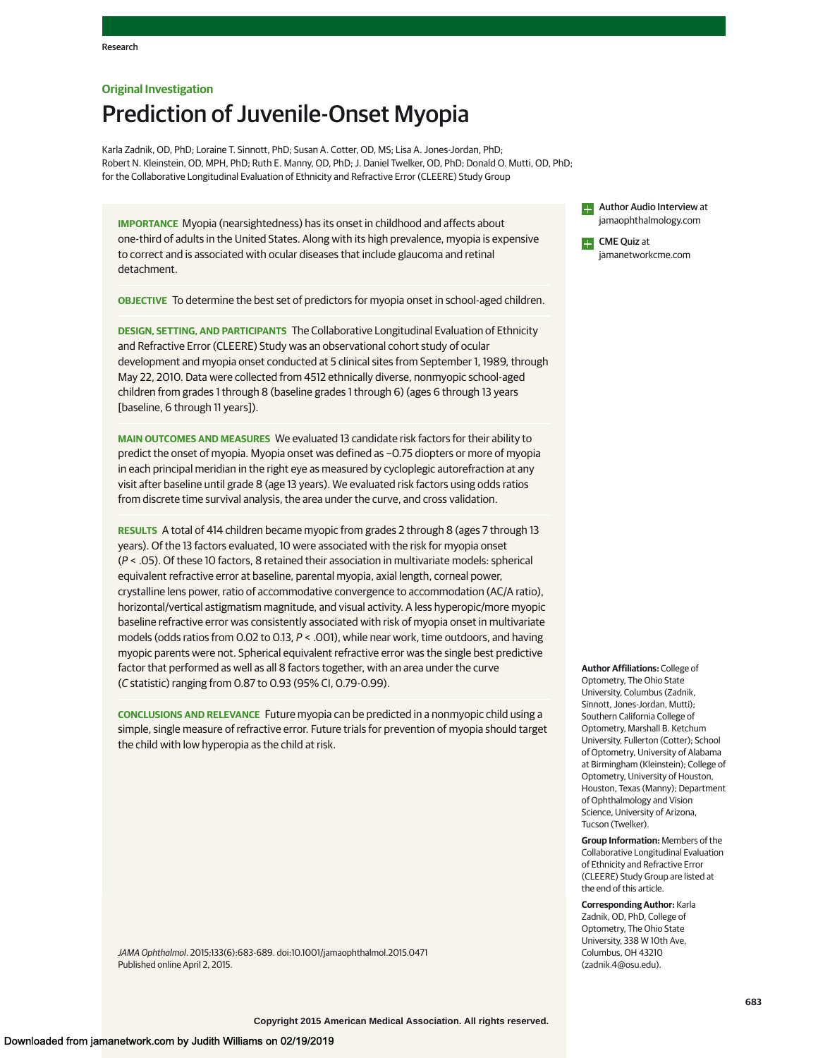Original Investigation

# Prediction of Juvenile-Onset Myopia

Karla Zadnik, OD, PhD; Loraine T. Sinnott, PhD; Susan A. Cotter, OD, MS; Lisa A. Jones-Jordan, PhD; Robert N. Kleinstein, OD, MPH, PhD; Ruth E. Manny, OD, PhD; J. Daniel Twelker, OD, PhD; Donald O. Mutti, OD, PhD; for the Collaborative Longitudinal Evaluation of Ethnicity and Refractive Error (CLEERE) Study Group

**IMPORTANCE** Myopia (nearsightedness) has its onset in childhood and affects about one-third of adults in the United States. Along with its high prevalence, myopia is expensive to correct and is associated with ocular diseases that include glaucoma and retinal detachment.

**OBJECTIVE** To determine the best set of predictors for myopia onset in school-aged children.

**DESIGN, SETTING, AND PARTICIPANTS** The Collaborative Longitudinal Evaluation of Ethnicity and Refractive Error (CLEERE) Study was an observational cohort study of ocular development and myopia onset conducted at 5 clinical sites from September 1, 1989, through May 22, 2010. Data were collected from 4512 ethnically diverse, nonmyopic school-aged children from grades 1 through 8 (baseline grades 1 through 6) (ages 6 through 13 years [baseline, 6 through 11 years]).

**MAIN OUTCOMES AND MEASURES** We evaluated 13 candidate risk factors for their ability to predict the onset of myopia. Myopia onset was defined as −0.75 diopters or more of myopia in each principal meridian in the right eye as measured by cycloplegic autorefraction at any visit after baseline until grade 8 (age 13 years). We evaluated risk factors using odds ratios from discrete time survival analysis, the area under the curve, and cross validation.

**RESULTS** A total of 414 children became myopic from grades 2 through 8 (ages 7 through 13 years). Of the 13 factors evaluated, 10 were associated with the risk for myopia onset ($P < .05$). Of these 10 factors, 8 retained their association in multivariate models: spherical equivalent refractive error at baseline, parental myopia, axial length, corneal power, crystalline lens power, ratio of accommodative convergence to accommodation (AC/A ratio), horizontal/vertical astigmatism magnitude, and visual activity. A less hyperopic/more myopic baseline refractive error was consistently associated with risk of myopia onset in multivariate models (odds ratios from 0.02 to 0.13, $P < .001$), while near work, time outdoors, and having myopic parents were not. Spherical equivalent refractive error was the single best predictive factor that performed as well as all 8 factors together, with an area under the curve (*C* statistic) ranging from 0.87 to 0.93 (95% CI, 0.79-0.99).

**CONCLUSIONS AND RELEVANCE** Future myopia can be predicted in a nonmyopic child using a simple, single measure of refractive error. Future trials for prevention of myopia should target the child with low hyperopia as the child at risk.

*JAMA Ophthalmol*. 2015;133(6):683-689. doi:10.1001/jamaophthalmol.2015.0471
Published online April 2, 2015.

Author Audio Interview at jamaophthalmology.com

CME Quiz at jamanetworkcme.com

**Author Affiliations:** College of Optometry, The Ohio State University, Columbus (Zadnik, Sinnott, Jones-Jordan, Mutti); Southern California College of Optometry, Marshall B. Ketchum University, Fullerton (Cotter); School of Optometry, University of Alabama at Birmingham (Kleinstein); College of Optometry, University of Houston, Houston, Texas (Manny); Department of Ophthalmology and Vision Science, University of Arizona, Tucson (Twelker).

**Group Information:** Members of the Collaborative Longitudinal Evaluation of Ethnicity and Refractive Error (CLEERE) Study Group are listed at the end of this article.

**Corresponding Author:** Karla Zadnik, OD, PhD, College of Optometry, The Ohio State University, 338 W 10th Ave, Columbus, OH 43210 (zadnik.4@osu.edu).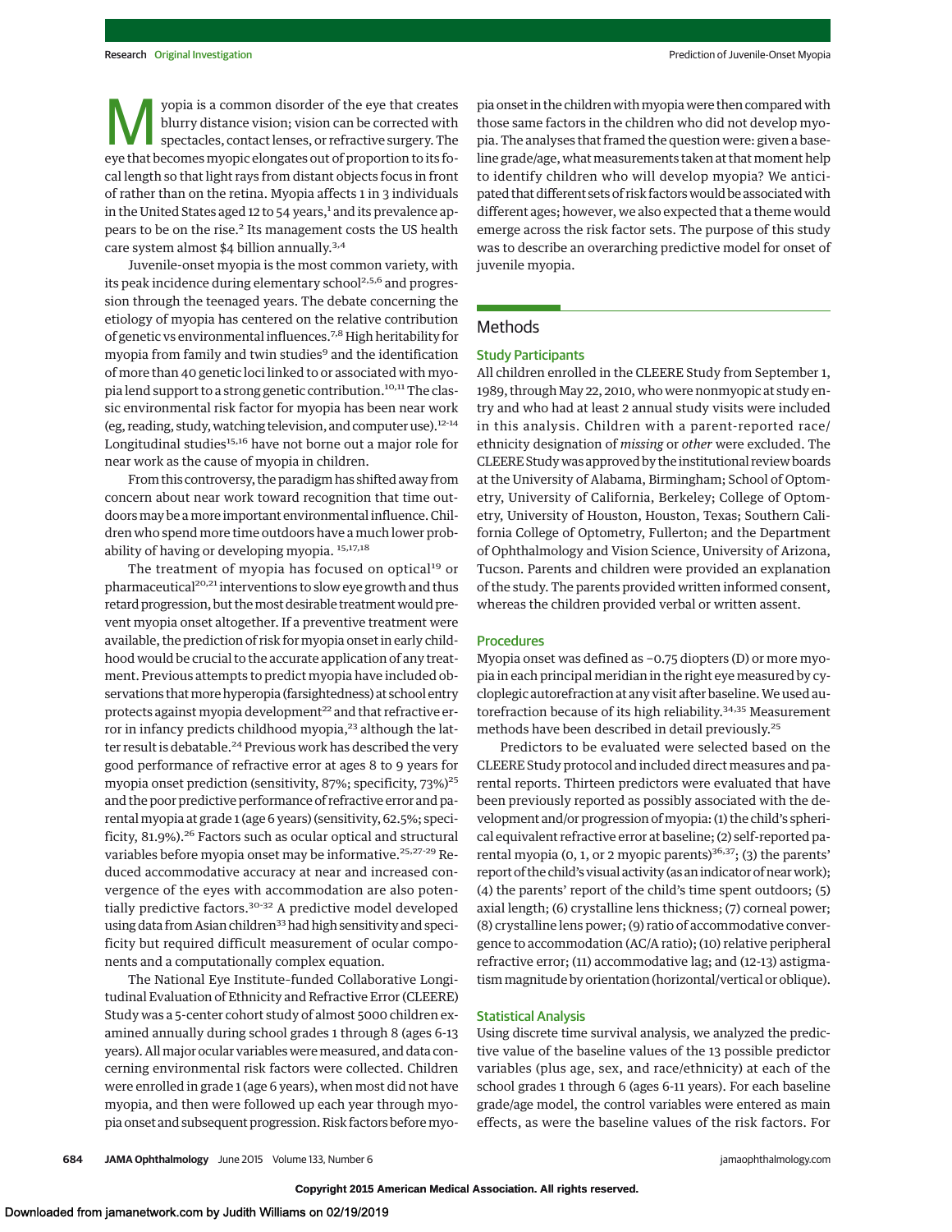Myopia is a common disorder of the eye that creates blurry distance vision; vision can be corrected with spectacles, contact lenses, or refractive surgery. The eye that becomes myopic elongates out of proportion to its focal length so that light rays from distant objects focus in front of rather than on the retina. Myopia affects 1 in 3 individuals in the United States aged 12 to 54 years,[1] and its prevalence appears to be on the rise.[2] Its management costs the US health care system almost $4 billion annually.[3,4]

Juvenile-onset myopia is the most common variety, with its peak incidence during elementary school[2,5,6] and progression through the teenaged years. The debate concerning the etiology of myopia has centered on the relative contribution of genetic vs environmental influences.[7,8] High heritability for myopia from family and twin studies[9] and the identification of more than 40 genetic loci linked to or associated with myopia lend support to a strong genetic contribution.[10,11] The classic environmental risk factor for myopia has been near work (eg, reading, study, watching television, and computer use).[12-14] Longitudinal studies[15,16] have not borne out a major role for near work as the cause of myopia in children.

From this controversy, the paradigm has shifted away from concern about near work toward recognition that time outdoors may be a more important environmental influence. Children who spend more time outdoors have a much lower probability of having or developing myopia.[15,17,18]

The treatment of myopia has focused on optical[19] or pharmaceutical[20,21] interventions to slow eye growth and thus retard progression, but the most desirable treatment would prevent myopia onset altogether. If a preventive treatment were available, the prediction of risk for myopia onset in early childhood would be crucial to the accurate application of any treatment. Previous attempts to predict myopia have included observations that more hyperopia (farsightedness) at school entry protects against myopia development[22] and that refractive error in infancy predicts childhood myopia,[23] although the latter result is debatable.[24] Previous work has described the very good performance of refractive error at ages 8 to 9 years for myopia onset prediction (sensitivity, 87%; specificity, 73%)[25] and the poor predictive performance of refractive error and parental myopia at grade 1 (age 6 years) (sensitivity, 62.5%; specificity, 81.9%).[26] Factors such as ocular optical and structural variables before myopia onset may be informative.[25,27-29] Reduced accommodative accuracy at near and increased convergence of the eyes with accommodation are also potentially predictive factors.[30-32] A predictive model developed using data from Asian children[33] had high sensitivity and specificity but required difficult measurement of ocular components and a computationally complex equation.

The National Eye Institute–funded Collaborative Longitudinal Evaluation of Ethnicity and Refractive Error (CLEERE) Study was a 5-center cohort study of almost 5000 children examined annually during school grades 1 through 8 (ages 6-13 years). All major ocular variables were measured, and data concerning environmental risk factors were collected. Children were enrolled in grade 1 (age 6 years), when most did not have myopia, and then were followed up each year through myopia onset and subsequent progression. Risk factors before myopia onset in the children with myopia were then compared with those same factors in the children who did not develop myopia. The analyses that framed the question were: given a baseline grade/age, what measurements taken at that moment help to identify children who will develop myopia? We anticipated that different sets of risk factors would be associated with different ages; however, we also expected that a theme would emerge across the risk factor sets. The purpose of this study was to describe an overarching predictive model for onset of juvenile myopia.

## Methods

### Study Participants

All children enrolled in the CLEERE Study from September 1, 1989, through May 22, 2010, who were nonmyopic at study entry and who had at least 2 annual study visits were included in this analysis. Children with a parent-reported race/ethnicity designation of *missing* or *other* were excluded. The CLEERE Study was approved by the institutional review boards at the University of Alabama, Birmingham; School of Optometry, University of California, Berkeley; College of Optometry, University of Houston, Houston, Texas; Southern California College of Optometry, Fullerton; and the Department of Ophthalmology and Vision Science, University of Arizona, Tucson. Parents and children were provided an explanation of the study. The parents provided written informed consent, whereas the children provided verbal or written assent.

### Procedures

Myopia onset was defined as −0.75 diopters (D) or more myopia in each principal meridian in the right eye measured by cycloplegic autorefraction at any visit after baseline. We used autorefraction because of its high reliability.[34,35] Measurement methods have been described in detail previously.[25]

Predictors to be evaluated were selected based on the CLEERE Study protocol and included direct measures and parental reports. Thirteen predictors were evaluated that have been previously reported as possibly associated with the development and/or progression of myopia: (1) the child's spherical equivalent refractive error at baseline; (2) self-reported parental myopia (0, 1, or 2 myopic parents)[36,37]; (3) the parents' report of the child's visual activity (as an indicator of near work); (4) the parents' report of the child's time spent outdoors; (5) axial length; (6) crystalline lens thickness; (7) corneal power; (8) crystalline lens power; (9) ratio of accommodative convergence to accommodation (AC/A ratio); (10) relative peripheral refractive error; (11) accommodative lag; and (12-13) astigmatism magnitude by orientation (horizontal/vertical or oblique).

### Statistical Analysis

Using discrete time survival analysis, we analyzed the predictive value of the baseline values of the 13 possible predictor variables (plus age, sex, and race/ethnicity) at each of the school grades 1 through 6 (ages 6-11 years). For each baseline grade/age model, the control variables were entered as main effects, as were the baseline values of the risk factors. For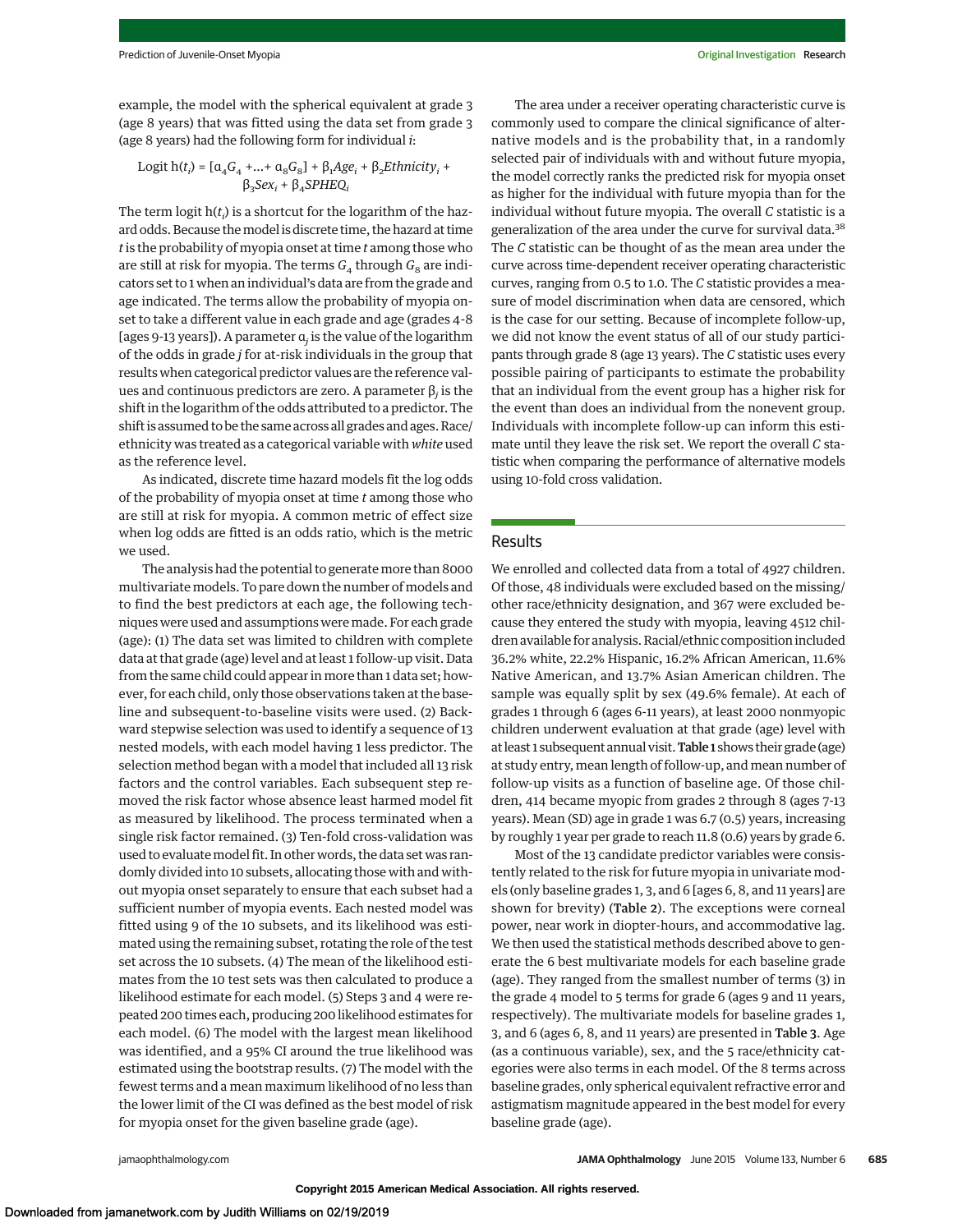example, the model with the spherical equivalent at grade 3 (age 8 years) that was fitted using the data set from grade 3 (age 8 years) had the following form for individual $i$:

$$\text{Logit } h(t_i) = [\alpha_4 G_4 + \ldots + \alpha_8 G_8] + \beta_1 Age_i + \beta_2 Ethnicity_i + \beta_3 Sex_i + \beta_4 SPHEQ_i$$

The term logit $h(t_i)$ is a shortcut for the logarithm of the hazard odds. Because the model is discrete time, the hazard at time $t$ is the probability of myopia onset at time $t$ among those who are still at risk for myopia. The terms $G_4$ through $G_8$ are indicators set to 1 when an individual's data are from the grade and age indicated. The terms allow the probability of myopia onset to take a different value in each grade and age (grades 4-8 [ages 9-13 years]). A parameter $\alpha_j$ is the value of the logarithm of the odds in grade $j$ for at-risk individuals in the group that results when categorical predictor values are the reference values and continuous predictors are zero. A parameter $\beta_j$ is the shift in the logarithm of the odds attributed to a predictor. The shift is assumed to be the same across all grades and ages. Race/ethnicity was treated as a categorical variable with *white* used as the reference level.

As indicated, discrete time hazard models fit the log odds of the probability of myopia onset at time $t$ among those who are still at risk for myopia. A common metric of effect size when log odds are fitted is an odds ratio, which is the metric we used.

The analysis had the potential to generate more than 8000 multivariate models. To pare down the number of models and to find the best predictors at each age, the following techniques were used and assumptions were made. For each grade (age): (1) The data set was limited to children with complete data at that grade (age) level and at least 1 follow-up visit. Data from the same child could appear in more than 1 data set; however, for each child, only those observations taken at the baseline and subsequent-to-baseline visits were used. (2) Backward stepwise selection was used to identify a sequence of 13 nested models, with each model having 1 less predictor. The selection method began with a model that included all 13 risk factors and the control variables. Each subsequent step removed the risk factor whose absence least harmed model fit as measured by likelihood. The process terminated when a single risk factor remained. (3) Ten-fold cross-validation was used to evaluate model fit. In other words, the data set was randomly divided into 10 subsets, allocating those with and without myopia onset separately to ensure that each subset had a sufficient number of myopia events. Each nested model was fitted using 9 of the 10 subsets, and its likelihood was estimated using the remaining subset, rotating the role of the test set across the 10 subsets. (4) The mean of the likelihood estimates from the 10 test sets was then calculated to produce a likelihood estimate for each model. (5) Steps 3 and 4 were repeated 200 times each, producing 200 likelihood estimates for each model. (6) The model with the largest mean likelihood was identified, and a 95% CI around the true likelihood was estimated using the bootstrap results. (7) The model with the fewest terms and a mean maximum likelihood of no less than the lower limit of the CI was defined as the best model of risk for myopia onset for the given baseline grade (age).

The area under a receiver operating characteristic curve is commonly used to compare the clinical significance of alternative models and is the probability that, in a randomly selected pair of individuals with and without future myopia, the model correctly ranks the predicted risk for myopia onset as higher for the individual with future myopia than for the individual without future myopia. The overall *C* statistic is a generalization of the area under the curve for survival data.[38] The *C* statistic can be thought of as the mean area under the curve across time-dependent receiver operating characteristic curves, ranging from 0.5 to 1.0. The *C* statistic provides a measure of model discrimination when data are censored, which is the case for our setting. Because of incomplete follow-up, we did not know the event status of all of our study participants through grade 8 (age 13 years). The *C* statistic uses every possible pairing of participants to estimate the probability that an individual from the event group has a higher risk for the event than does an individual from the nonevent group. Individuals with incomplete follow-up can inform this estimate until they leave the risk set. We report the overall *C* statistic when comparing the performance of alternative models using 10-fold cross validation.

## Results

We enrolled and collected data from a total of 4927 children. Of those, 48 individuals were excluded based on the missing/other race/ethnicity designation, and 367 were excluded because they entered the study with myopia, leaving 4512 children available for analysis. Racial/ethnic composition included 36.2% white, 22.2% Hispanic, 16.2% African American, 11.6% Native American, and 13.7% Asian American children. The sample was equally split by sex (49.6% female). At each of grades 1 through 6 (ages 6-11 years), at least 2000 nonmyopic children underwent evaluation at that grade (age) level with at least 1 subsequent annual visit. **Table 1** shows their grade (age) at study entry, mean length of follow-up, and mean number of follow-up visits as a function of baseline age. Of those children, 414 became myopic from grades 2 through 8 (ages 7-13 years). Mean (SD) age in grade 1 was 6.7 (0.5) years, increasing by roughly 1 year per grade to reach 11.8 (0.6) years by grade 6.

Most of the 13 candidate predictor variables were consistently related to the risk for future myopia in univariate models (only baseline grades 1, 3, and 6 [ages 6, 8, and 11 years] are shown for brevity) (**Table 2**). The exceptions were corneal power, near work in diopter-hours, and accommodative lag. We then used the statistical methods described above to generate the 6 best multivariate models for each baseline grade (age). They ranged from the smallest number of terms (3) in the grade 4 model to 5 terms for grade 6 (ages 9 and 11 years, respectively). The multivariate models for baseline grades 1, 3, and 6 (ages 6, 8, and 11 years) are presented in **Table 3**. Age (as a continuous variable), sex, and the 5 race/ethnicity categories were also terms in each model. Of the 8 terms across baseline grades, only spherical equivalent refractive error and astigmatism magnitude appeared in the best model for every baseline grade (age).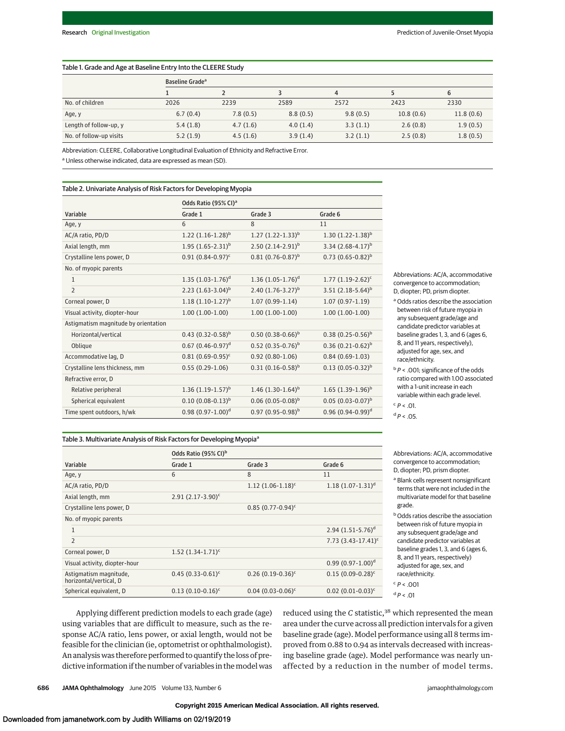**Table 1. Grade and Age at Baseline Entry Into the CLEERE Study**

| | Baseline Grade[a] | | | | | |
|---|---|---|---|---|---|---|
| | 1 | 2 | 3 | 4 | 5 | 6 |
| No. of children | 2026 | 2239 | 2589 | 2572 | 2423 | 2330 |
| Age, y | 6.7 (0.4) | 7.8 (0.5) | 8.8 (0.5) | 9.8 (0.5) | 10.8 (0.6) | 11.8 (0.6) |
| Length of follow-up, y | 5.4 (1.8) | 4.7 (1.6) | 4.0 (1.4) | 3.3 (1.1) | 2.6 (0.8) | 1.9 (0.5) |
| No. of follow-up visits | 5.2 (1.9) | 4.5 (1.6) | 3.9 (1.4) | 3.2 (1.1) | 2.5 (0.8) | 1.8 (0.5) |

Abbreviation: CLEERE, Collaborative Longitudinal Evaluation of Ethnicity and Refractive Error.

[a] Unless otherwise indicated, data are expressed as mean (SD).

**Table 2. Univariate Analysis of Risk Factors for Developing Myopia**

| | Odds Ratio (95% CI)[a] | | |
|---|---|---|---|
| Variable | Grade 1 | Grade 3 | Grade 6 |
| Age, y | 6 | 8 | 11 |
| AC/A ratio, PD/D | 1.22 (1.16-1.28)[b] | 1.27 (1.22-1.33)[b] | 1.30 (1.22-1.38)[b] |
| Axial length, mm | 1.95 (1.65-2.31)[b] | 2.50 (2.14-2.91)[b] | 3.34 (2.68-4.17)[b] |
| Crystalline lens power, D | 0.91 (0.84-0.97)[c] | 0.81 (0.76-0.87)[b] | 0.73 (0.65-0.82)[b] |
| No. of myopic parents | | | |
| 1 | 1.35 (1.03-1.76)[d] | 1.36 (1.05-1.76)[d] | 1.77 (1.19-2.62)[c] |
| 2 | 2.23 (1.63-3.04)[b] | 2.40 (1.76-3.27)[b] | 3.51 (2.18-5.64)[b] |
| Corneal power, D | 1.18 (1.10-1.27)[b] | 1.07 (0.99-1.14) | 1.07 (0.97-1.19) |
| Visual activity, diopter-hour | 1.00 (1.00-1.00) | 1.00 (1.00-1.00) | 1.00 (1.00-1.00) |
| Astigmatism magnitude by orientation | | | |
| Horizontal/vertical | 0.43 (0.32-0.58)[b] | 0.50 (0.38-0.66)[b] | 0.38 (0.25-0.56)[b] |
| Oblique | 0.67 (0.46-0.97)[d] | 0.52 (0.35-0.76)[b] | 0.36 (0.21-0.62)[b] |
| Accommodative lag, D | 0.81 (0.69-0.95)[c] | 0.92 (0.80-1.06) | 0.84 (0.69-1.03) |
| Crystalline lens thickness, mm | 0.55 (0.29-1.06) | 0.31 (0.16-0.58)[b] | 0.13 (0.05-0.32)[b] |
| Refractive error, D | | | |
| Relative peripheral | 1.36 (1.19-1.57)[b] | 1.46 (1.30-1.64)[b] | 1.65 (1.39-1.96)[b] |
| Spherical equivalent | 0.10 (0.08-0.13)[b] | 0.06 (0.05-0.08)[b] | 0.05 (0.03-0.07)[b] |
| Time spent outdoors, h/wk | 0.98 (0.97-1.00)[d] | 0.97 (0.95-0.98)[b] | 0.96 (0.94-0.99)[d] |

Abbreviations: AC/A, accommodative convergence to accommodation; D, diopter; PD, prism diopter.

[a] Odds ratios describe the association between risk of future myopia in any subsequent grade/age and candidate predictor variables at baseline grades 1, 3, and 6 (ages 6, 8, and 11 years, respectively), adjusted for age, sex, and race/ethnicity.

[b] $P < .001$; significance of the odds ratio compared with 1.00 associated with a 1-unit increase in each variable within each grade level.

[c] $P < .01$.

[d] $P < .05$.

**Table 3. Multivariate Analysis of Risk Factors for Developing Myopia[a]**

| | Odds Ratio (95% CI)[b] | | |
|---|---|---|---|
| Variable | Grade 1 | Grade 3 | Grade 6 |
| Age, y | 6 | 8 | 11 |
| AC/A ratio, PD/D | | 1.12 (1.06-1.18)[c] | 1.18 (1.07-1.31)[d] |
| Axial length, mm | 2.91 (2.17-3.90)[c] | | |
| Crystalline lens power, D | | 0.85 (0.77-0.94)[c] | |
| No. of myopic parents | | | |
| 1 | | | 2.94 (1.51-5.76)[d] |
| 2 | | | 7.73 (3.43-17.41)[c] |
| Corneal power, D | 1.52 (1.34-1.71)[c] | | |
| Visual activity, diopter-hour | | | 0.99 (0.97-1.00)[d] |
| Astigmatism magnitude, horizontal/vertical, D | 0.45 (0.33-0.61)[c] | 0.26 (0.19-0.36)[c] | 0.15 (0.09-0.28)[c] |
| Spherical equivalent, D | 0.13 (0.10-0.16)[c] | 0.04 (0.03-0.06)[c] | 0.02 (0.01-0.03)[c] |

Abbreviations: AC/A, accommodative convergence to accommodation; D, diopter; PD, prism diopter.

[a] Blank cells represent nonsignificant terms that were not included in the multivariate model for that baseline grade.

[b] Odds ratios describe the association between risk of future myopia in any subsequent grade/age and candidate predictor variables at baseline grades 1, 3, and 6 (ages 6, 8, and 11 years, respectively) adjusted for age, sex, and race/ethnicity.

[c] $P < .001$

[d] $P < .01$

Applying different prediction models to each grade (age) using variables that are difficult to measure, such as the response AC/A ratio, lens power, or axial length, would not be feasible for the clinician (ie, optometrist or ophthalmologist). An analysis was therefore performed to quantify the loss of predictive information if the number of variables in the model was reduced using the *C* statistic,[38] which represented the mean area under the curve across all prediction intervals for a given baseline grade (age). Model performance using all 8 terms improved from 0.88 to 0.94 as intervals decreased with increasing baseline grade (age). Model performance was nearly unaffected by a reduction in the number of model terms.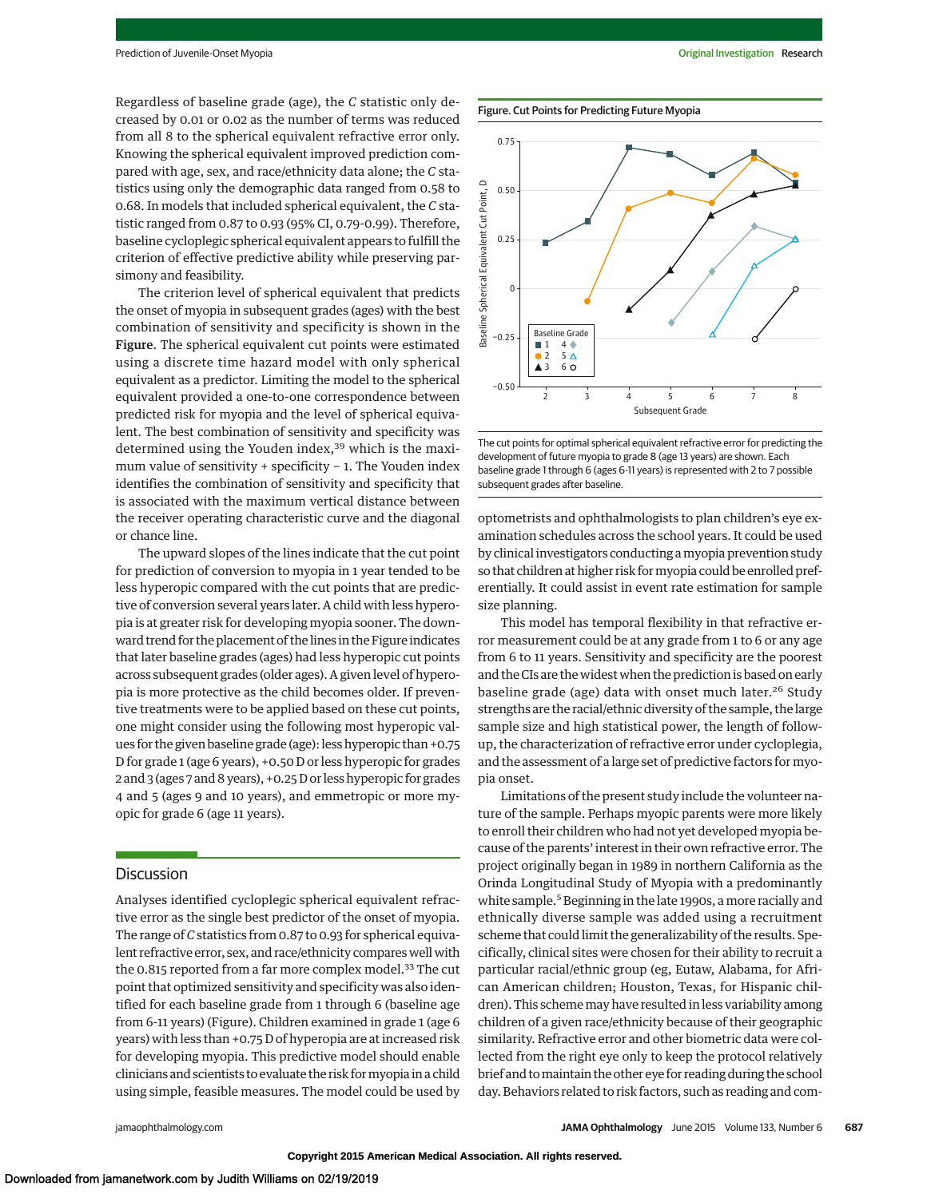Regardless of baseline grade (age), the *C* statistic only decreased by 0.01 or 0.02 as the number of terms was reduced from all 8 to the spherical equivalent refractive error only. Knowing the spherical equivalent improved prediction compared with age, sex, and race/ethnicity data alone; the *C* statistics using only the demographic data ranged from 0.58 to 0.68. In models that included spherical equivalent, the *C* statistic ranged from 0.87 to 0.93 (95% CI, 0.79-0.99). Therefore, baseline cycloplegic spherical equivalent appears to fulfill the criterion of effective predictive ability while preserving parsimony and feasibility.

The criterion level of spherical equivalent that predicts the onset of myopia in subsequent grades (ages) with the best combination of sensitivity and specificity is shown in the **Figure**. The spherical equivalent cut points were estimated using a discrete time hazard model with only spherical equivalent as a predictor. Limiting the model to the spherical equivalent provided a one-to-one correspondence between predicted risk for myopia and the level of spherical equivalent. The best combination of sensitivity and specificity was determined using the Youden index,[39] which is the maximum value of sensitivity + specificity − 1. The Youden index identifies the combination of sensitivity and specificity that is associated with the maximum vertical distance between the receiver operating characteristic curve and the diagonal or chance line.

The upward slopes of the lines indicate that the cut point for prediction of conversion to myopia in 1 year tended to be less hyperopic compared with the cut points that are predictive of conversion several years later. A child with less hyperopia is at greater risk for developing myopia sooner. The downward trend for the placement of the lines in the Figure indicates that later baseline grades (ages) had less hyperopic cut points across subsequent grades (older ages). A given level of hyperopia is more protective as the child becomes older. If preventive treatments were to be applied based on these cut points, one might consider using the following most hyperopic values for the given baseline grade (age): less hyperopic than +0.75 D for grade 1 (age 6 years), +0.50 D or less hyperopic for grades 2 and 3 (ages 7 and 8 years), +0.25 D or less hyperopic for grades 4 and 5 (ages 9 and 10 years), and emmetropic or more myopic for grade 6 (age 11 years).

**Figure. Cut Points for Predicting Future Myopia**

Baseline Spherical Equivalent Cut Point, D

0.75
0.50
0.25
0
−0.25
−0.50

2 3 4 5 6 7 8

Subsequent Grade

Baseline Grade
1 4
2 5
3 6

The cut points for optimal spherical equivalent refractive error for predicting the development of future myopia to grade 8 (age 13 years) are shown. Each baseline grade 1 through 6 (ages 6-11 years) is represented with 2 to 7 possible subsequent grades after baseline.

## Discussion

Analyses identified cycloplegic spherical equivalent refractive error as the single best predictor of the onset of myopia. The range of *C* statistics from 0.87 to 0.93 for spherical equivalent refractive error, sex, and race/ethnicity compares well with the 0.815 reported from a far more complex model.[33] The cut point that optimized sensitivity and specificity was also identified for each baseline grade from 1 through 6 (baseline age from 6-11 years) (Figure). Children examined in grade 1 (age 6 years) with less than +0.75 D of hyperopia are at increased risk for developing myopia. This predictive model should enable clinicians and scientists to evaluate the risk for myopia in a child using simple, feasible measures. The model could be used by optometrists and ophthalmologists to plan children's eye examination schedules across the school years. It could be used by clinical investigators conducting a myopia prevention study so that children at higher risk for myopia could be enrolled preferentially. It could assist in event rate estimation for sample size planning.

This model has temporal flexibility in that refractive error measurement could be at any grade from 1 to 6 or any age from 6 to 11 years. Sensitivity and specificity are the poorest and the CIs are the widest when the prediction is based on early baseline grade (age) data with onset much later.[26] Study strengths are the racial/ethnic diversity of the sample, the large sample size and high statistical power, the length of follow-up, the characterization of refractive error under cycloplegia, and the assessment of a large set of predictive factors for myopia onset.

Limitations of the present study include the volunteer nature of the sample. Perhaps myopic parents were more likely to enroll their children who had not yet developed myopia because of the parents' interest in their own refractive error. The project originally began in 1989 in northern California as the Orinda Longitudinal Study of Myopia with a predominantly white sample.[5] Beginning in the late 1990s, a more racially and ethnically diverse sample was added using a recruitment scheme that could limit the generalizability of the results. Specifically, clinical sites were chosen for their ability to recruit a particular racial/ethnic group (eg, Eutaw, Alabama, for African American children; Houston, Texas, for Hispanic children). This scheme may have resulted in less variability among children of a given race/ethnicity because of their geographic similarity. Refractive error and other biometric data were collected from the right eye only to keep the protocol relatively brief and to maintain the other eye for reading during the school day. Behaviors related to risk factors, such as reading and com-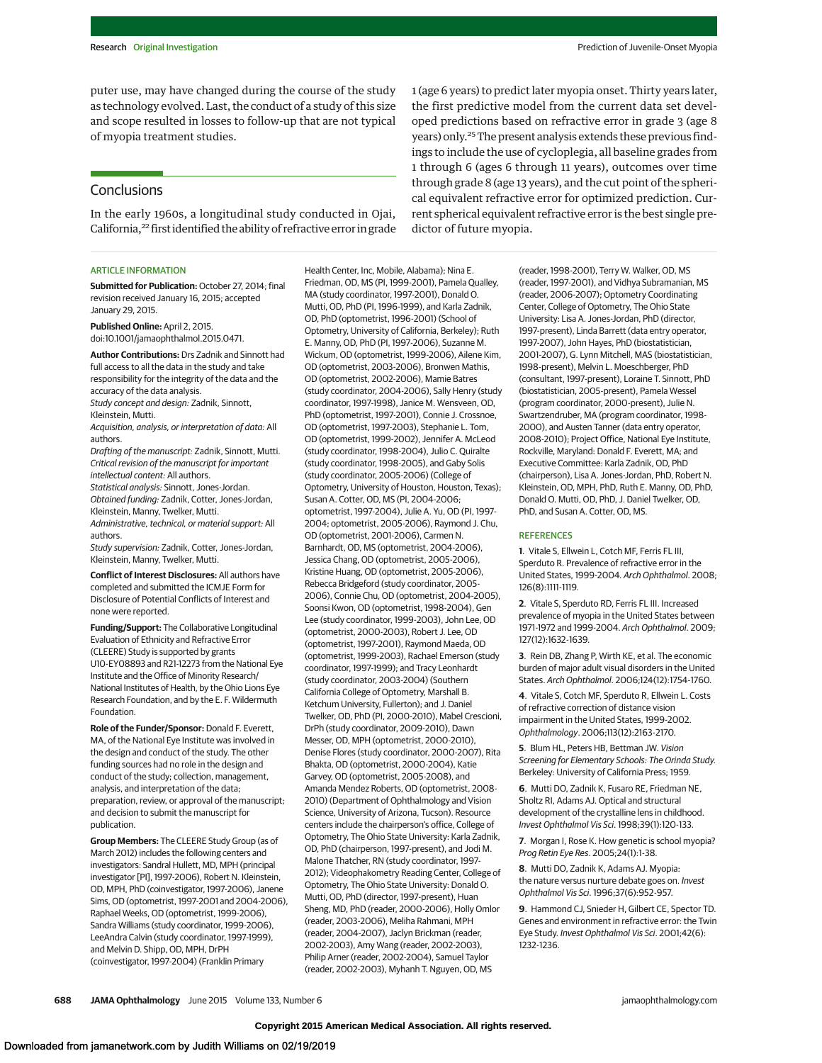puter use, may have changed during the course of the study as technology evolved. Last, the conduct of a study of this size and scope resulted in losses to follow-up that are not typical of myopia treatment studies.

## Conclusions

In the early 1960s, a longitudinal study conducted in Ojai, California,[22] first identified the ability of refractive error in grade 1 (age 6 years) to predict later myopia onset. Thirty years later, the first predictive model from the current data set developed predictions based on refractive error in grade 3 (age 8 years) only.[25] The present analysis extends these previous findings to include the use of cycloplegia, all baseline grades from 1 through 6 (ages 6 through 11 years), outcomes over time through grade 8 (age 13 years), and the cut point of the spherical equivalent refractive error for optimized prediction. Current spherical equivalent refractive error is the best single predictor of future myopia.

### ARTICLE INFORMATION

**Submitted for Publication:** October 27, 2014; final revision received January 16, 2015; accepted January 29, 2015.

**Published Online:** April 2, 2015. doi:10.1001/jamaophthalmol.2015.0471.

**Author Contributions:** Drs Zadnik and Sinnott had full access to all the data in the study and take responsibility for the integrity of the data and the accuracy of the data analysis.
*Study concept and design:* Zadnik, Sinnott, Kleinstein, Mutti.
*Acquisition, analysis, or interpretation of data:* All authors.
*Drafting of the manuscript:* Zadnik, Sinnott, Mutti.
*Critical revision of the manuscript for important intellectual content:* All authors.
*Statistical analysis:* Sinnott, Jones-Jordan.
*Obtained funding:* Zadnik, Cotter, Jones-Jordan, Kleinstein, Manny, Twelker, Mutti.
*Administrative, technical, or material support:* All authors.
*Study supervision:* Zadnik, Cotter, Jones-Jordan, Kleinstein, Manny, Twelker, Mutti.

**Conflict of Interest Disclosures:** All authors have completed and submitted the ICMJE Form for Disclosure of Potential Conflicts of Interest and none were reported.

**Funding/Support:** The Collaborative Longitudinal Evaluation of Ethnicity and Refractive Error (CLEERE) Study is supported by grants U10-EY08893 and R21-12273 from the National Eye Institute and the Office of Minority Research/National Institutes of Health, by the Ohio Lions Eye Research Foundation, and by the E. F. Wildermuth Foundation.

**Role of the Funder/Sponsor:** Donald F. Everett, MA, of the National Eye Institute was involved in the design and conduct of the study. The other funding sources had no role in the design and conduct of the study; collection, management, analysis, and interpretation of the data; preparation, review, or approval of the manuscript; and decision to submit the manuscript for publication.

**Group Members:** The CLEERE Study Group (as of March 2012) includes the following centers and investigators: Sandral Hullett, MD, MPH (principal investigator [PI], 1997-2006), Robert N. Kleinstein, OD, MPH, PhD (coinvestigator, 1997-2006), Janene Sims, OD (optometrist, 1997-2001 and 2004-2006), Raphael Weeks, OD (optometrist, 1999-2006), Sandra Williams (study coordinator, 1999-2006), LeeAndra Calvin (study coordinator, 1997-1999), and Melvin D. Shipp, OD, MPH, DrPH (coinvestigator, 1997-2004) (Franklin Primary Health Center, Inc, Mobile, Alabama); Nina E. Friedman, OD, MS (PI, 1999-2001), Pamela Qualley, MA (study coordinator, 1997-2001), Donald O. Mutti, OD, PhD (PI, 1996-1999), and Karla Zadnik, OD, PhD (optometrist, 1996-2001) (School of Optometry, University of California, Berkeley); Ruth E. Manny, OD, PhD (PI, 1997-2006), Suzanne M. Wickum, OD (optometrist, 1999-2006), Ailene Kim, OD (optometrist, 2003-2006), Bronwen Mathis, OD (optometrist, 2002-2006), Mamie Batres (study coordinator, 2004-2006), Sally Henry (study coordinator, 1997-1998), Janice M. Wensveen, OD, PhD (optometrist, 1997-2001), Connie J. Crossnoe, OD (optometrist, 1997-2003), Stephanie L. Tom, OD (optometrist, 1999-2002), Jennifer A. McLeod (study coordinator, 1998-2004), Julio C. Quiralte (study coordinator, 1998-2005), and Gaby Solis (study coordinator, 2005-2006) (College of Optometry, University of Houston, Houston, Texas); Susan A. Cotter, OD, MS (PI, 2004-2006; optometrist, 1997-2004), Julie A. Yu, OD (PI, 1997-2004; optometrist, 2005-2006), Raymond J. Chu, OD (optometrist, 2001-2006), Carmen N. Barnhardt, OD, MS (optometrist, 2004-2006), Jessica Chang, OD (optometrist, 2005-2006), Kristine Huang, OD (optometrist, 2005-2006), Rebecca Bridgeford (study coordinator, 2005-2006), Connie Chu, OD (optometrist, 2004-2005), Soonsi Kwon, OD (optometrist, 1998-2004), Gen Lee (study coordinator, 1999-2003), John Lee, OD (optometrist, 2000-2003), Robert J. Lee, OD (optometrist, 1997-2001), Raymond Maeda, OD (optometrist, 1999-2003), Rachael Emerson (study coordinator, 1997-1999); and Tracy Leonhardt (study coordinator, 2003-2004) (Southern California College of Optometry, Marshall B. Ketchum University, Fullerton); and J. Daniel Twelker, OD, PhD (PI, 2000-2010), Mabel Crescioni, DrPh (study coordinator, 2009-2010), Dawn Messer, OD, MPH (optometrist, 2000-2010), Denise Flores (study coordinator, 2000-2007), Rita Bhakta, OD (optometrist, 2000-2004), Katie Garvey, OD (optometrist, 2005-2008), and Amanda Mendez Roberts, OD (optometrist, 2008-2010) (Department of Ophthalmology and Vision Science, University of Arizona, Tucson). Resource centers include the chairperson's office, College of Optometry, The Ohio State University: Karla Zadnik, OD, PhD (chairperson, 1997-present), and Jodi M. Malone Thatcher, RN (study coordinator, 1997-2012); Videophakometry Reading Center, College of Optometry, The Ohio State University: Donald O. Mutti, OD, PhD (director, 1997-present), Huan Sheng, MD, PhD (reader, 2000-2006), Holly Omlor (reader, 2003-2006), Meliha Rahmani, MPH (reader, 2004-2007), Jaclyn Brickman (reader, 2002-2003), Amy Wang (reader, 2002-2003), Philip Arner (reader, 2002-2004), Samuel Taylor (reader, 2002-2003), Myhanh T. Nguyen, OD, MS (reader, 1998-2001), Terry W. Walker, OD, MS (reader, 1997-2001), and Vidhya Subramanian, MS (reader, 2006-2007); Optometry Coordinating Center, College of Optometry, The Ohio State University: Lisa A. Jones-Jordan, PhD (director, 1997-present), Linda Barrett (data entry operator, 1997-2007), John Hayes, PhD (biostatistician, 2001-2007), G. Lynn Mitchell, MAS (biostatistician, 1998-present), Melvin L. Moeschberger, PhD (consultant, 1997-present), Loraine T. Sinnott, PhD (biostatistician, 2005-present), Pamela Wessel (program coordinator, 2000-present), Julie N. Swartzendruber, MA (program coordinator, 1998-2000), and Austen Tanner (data entry operator, 2008-2010); Project Office, National Eye Institute, Rockville, Maryland: Donald F. Everett, MA; and Executive Committee: Karla Zadnik, OD, PhD (chairperson), Lisa A. Jones-Jordan, PhD, Robert N. Kleinstein, OD, MPH, PhD, Ruth E. Manny, OD, PhD, Donald O. Mutti, OD, PhD, J. Daniel Twelker, OD, PhD, and Susan A. Cotter, OD, MS.

### REFERENCES

1. Vitale S, Ellwein L, Cotch MF, Ferris FL III, Sperduto R. Prevalence of refractive error in the United States, 1999-2004. *Arch Ophthalmol*. 2008;126(8):1111-1119.

2. Vitale S, Sperduto RD, Ferris FL III. Increased prevalence of myopia in the United States between 1971-1972 and 1999-2004. *Arch Ophthalmol*. 2009;127(12):1632-1639.

3. Rein DB, Zhang P, Wirth KE, et al. The economic burden of major adult visual disorders in the United States. *Arch Ophthalmol*. 2006;124(12):1754-1760.

4. Vitale S, Cotch MF, Sperduto R, Ellwein L. Costs of refractive correction of distance vision impairment in the United States, 1999-2002. *Ophthalmology*. 2006;113(12):2163-2170.

5. Blum HL, Peters HB, Bettman JW. *Vision Screening for Elementary Schools: The Orinda Study.* Berkeley: University of California Press; 1959.

6. Mutti DO, Zadnik K, Fusaro RE, Friedman NE, Sholtz RI, Adams AJ. Optical and structural development of the crystalline lens in childhood. *Invest Ophthalmol Vis Sci*. 1998;39(1):120-133.

7. Morgan I, Rose K. How genetic is school myopia? *Prog Retin Eye Res*. 2005;24(1):1-38.

8. Mutti DO, Zadnik K, Adams AJ. Myopia: the nature versus nurture debate goes on. *Invest Ophthalmol Vis Sci*. 1996;37(6):952-957.

9. Hammond CJ, Snieder H, Gilbert CE, Spector TD. Genes and environment in refractive error: the Twin Eye Study. *Invest Ophthalmol Vis Sci*. 2001;42(6):1232-1236.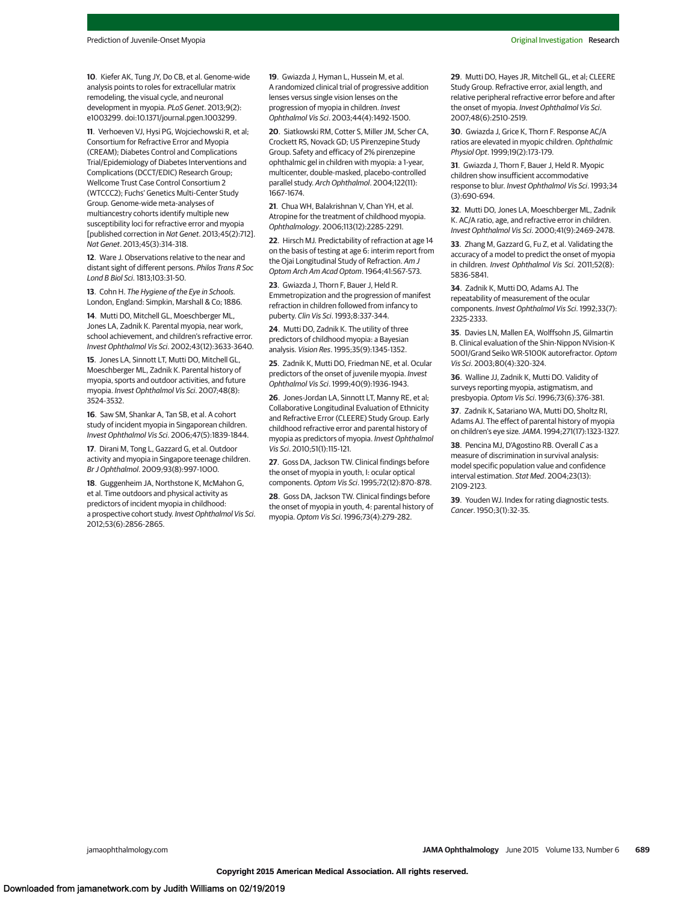10. Kiefer AK, Tung JY, Do CB, et al. Genome-wide analysis points to roles for extracellular matrix remodeling, the visual cycle, and neuronal development in myopia. *PLoS Genet*. 2013;9(2):e1003299. doi:10.1371/journal.pgen.1003299.

11. Verhoeven VJ, Hysi PG, Wojciechowski R, et al; Consortium for Refractive Error and Myopia (CREAM); Diabetes Control and Complications Trial/Epidemiology of Diabetes Interventions and Complications (DCCT/EDIC) Research Group; Wellcome Trust Case Control Consortium 2 (WTCCC2); Fuchs' Genetics Multi-Center Study Group. Genome-wide meta-analyses of multiancestry cohorts identify multiple new susceptibility loci for refractive error and myopia [published correction in *Nat Genet*. 2013;45(2):712]. *Nat Genet*. 2013;45(3):314-318.

12. Ware J. Observations relative to the near and distant sight of different persons. *Philos Trans R Soc Lond B Biol Sci*. 1813;103:31-50.

13. Cohn H. *The Hygiene of the Eye in Schools*. London, England: Simpkin, Marshall & Co; 1886.

14. Mutti DO, Mitchell GL, Moeschberger ML, Jones LA, Zadnik K. Parental myopia, near work, school achievement, and children's refractive error. *Invest Ophthalmol Vis Sci*. 2002;43(12):3633-3640.

15. Jones LA, Sinnott LT, Mutti DO, Mitchell GL, Moeschberger ML, Zadnik K. Parental history of myopia, sports and outdoor activities, and future myopia. *Invest Ophthalmol Vis Sci*. 2007;48(8):3524-3532.

16. Saw SM, Shankar A, Tan SB, et al. A cohort study of incident myopia in Singaporean children. *Invest Ophthalmol Vis Sci*. 2006;47(5):1839-1844.

17. Dirani M, Tong L, Gazzard G, et al. Outdoor activity and myopia in Singapore teenage children. *Br J Ophthalmol*. 2009;93(8):997-1000.

18. Guggenheim JA, Northstone K, McMahon G, et al. Time outdoors and physical activity as predictors of incident myopia in childhood: a prospective cohort study. *Invest Ophthalmol Vis Sci*. 2012;53(6):2856-2865.

19. Gwiazda J, Hyman L, Hussein M, et al. A randomized clinical trial of progressive addition lenses versus single vision lenses on the progression of myopia in children. *Invest Ophthalmol Vis Sci*. 2003;44(4):1492-1500.

20. Siatkowski RM, Cotter S, Miller JM, Scher CA, Crockett RS, Novack GD; US Pirenzepine Study Group. Safety and efficacy of 2% pirenzepine ophthalmic gel in children with myopia: a 1-year, multicenter, double-masked, placebo-controlled parallel study. *Arch Ophthalmol*. 2004;122(11):1667-1674.

21. Chua WH, Balakrishnan V, Chan YH, et al. Atropine for the treatment of childhood myopia. *Ophthalmology*. 2006;113(12):2285-2291.

22. Hirsch MJ. Predictability of refraction at age 14 on the basis of testing at age 6: interim report from the Ojai Longitudinal Study of Refraction. *Am J Optom Arch Am Acad Optom*. 1964;41:567-573.

23. Gwiazda J, Thorn F, Bauer J, Held R. Emmetropization and the progression of manifest refraction in children followed from infancy to puberty. *Clin Vis Sci*. 1993;8:337-344.

24. Mutti DO, Zadnik K. The utility of three predictors of childhood myopia: a Bayesian analysis. *Vision Res*. 1995;35(9):1345-1352.

25. Zadnik K, Mutti DO, Friedman NE, et al. Ocular predictors of the onset of juvenile myopia. *Invest Ophthalmol Vis Sci*. 1999;40(9):1936-1943.

26. Jones-Jordan LA, Sinnott LT, Manny RE, et al; Collaborative Longitudinal Evaluation of Ethnicity and Refractive Error (CLEERE) Study Group. Early childhood refractive error and parental history of myopia as predictors of myopia. *Invest Ophthalmol Vis Sci*. 2010;51(1):115-121.

27. Goss DA, Jackson TW. Clinical findings before the onset of myopia in youth, I: ocular optical components. *Optom Vis Sci*. 1995;72(12):870-878.

28. Goss DA, Jackson TW. Clinical findings before the onset of myopia in youth, 4: parental history of myopia. *Optom Vis Sci*. 1996;73(4):279-282.

29. Mutti DO, Hayes JR, Mitchell GL, et al; CLEERE Study Group. Refractive error, axial length, and relative peripheral refractive error before and after the onset of myopia. *Invest Ophthalmol Vis Sci*. 2007;48(6):2510-2519.

30. Gwiazda J, Grice K, Thorn F. Response AC/A ratios are elevated in myopic children. *Ophthalmic Physiol Opt*. 1999;19(2):173-179.

31. Gwiazda J, Thorn F, Bauer J, Held R. Myopic children show insufficient accommodative response to blur. *Invest Ophthalmol Vis Sci*. 1993;34(3):690-694.

32. Mutti DO, Jones LA, Moeschberger ML, Zadnik K. AC/A ratio, age, and refractive error in children. *Invest Ophthalmol Vis Sci*. 2000;41(9):2469-2478.

33. Zhang M, Gazzard G, Fu Z, et al. Validating the accuracy of a model to predict the onset of myopia in children. *Invest Ophthalmol Vis Sci*. 2011;52(8):5836-5841.

34. Zadnik K, Mutti DO, Adams AJ. The repeatability of measurement of the ocular components. *Invest Ophthalmol Vis Sci*. 1992;33(7):2325-2333.

35. Davies LN, Mallen EA, Wolffsohn JS, Gilmartin B. Clinical evaluation of the Shin-Nippon NVision-K 5001/Grand Seiko WR-5100K autorefractor. *Optom Vis Sci*. 2003;80(4):320-324.

36. Walline JJ, Zadnik K, Mutti DO. Validity of surveys reporting myopia, astigmatism, and presbyopia. *Optom Vis Sci*. 1996;73(6):376-381.

37. Zadnik K, Satariano WA, Mutti DO, Sholtz RI, Adams AJ. The effect of parental history of myopia on children's eye size. *JAMA*. 1994;271(17):1323-1327.

38. Pencina MJ, D'Agostino RB. Overall *C* as a measure of discrimination in survival analysis: model specific population value and confidence interval estimation. *Stat Med*. 2004;23(13):2109-2123.

39. Youden WJ. Index for rating diagnostic tests. *Cancer*. 1950;3(1):32-35.